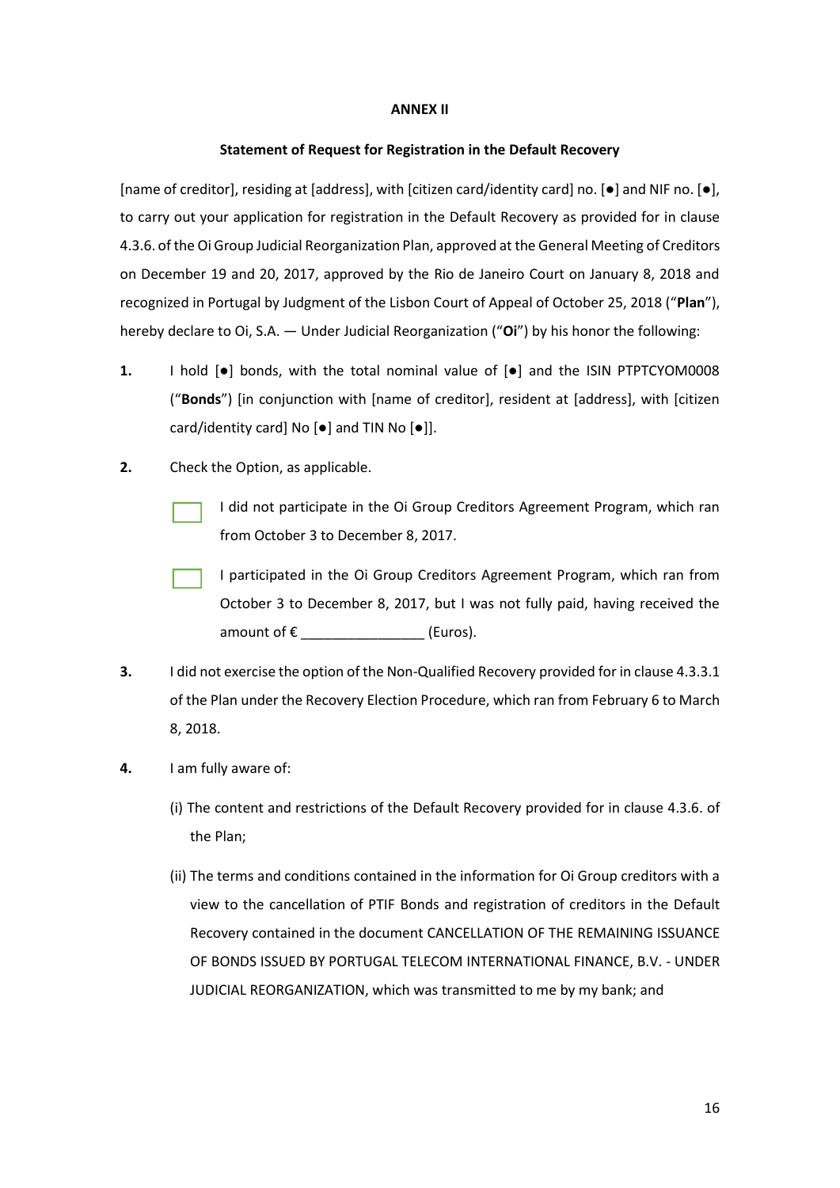**ANNEX II**

**Statement of Request for Registration in the Default Recovery**

[name of creditor], residing at [address], with [citizen card/identity card] no. [●] and NIF no. [●], to carry out your application for registration in the Default Recovery as provided for in clause 4.3.6. of the Oi Group Judicial Reorganization Plan, approved at the General Meeting of Creditors on December 19 and 20, 2017, approved by the Rio de Janeiro Court on January 8, 2018 and recognized in Portugal by Judgment of the Lisbon Court of Appeal of October 25, 2018 ("**Plan**"), hereby declare to Oi, S.A. — Under Judicial Reorganization ("**Oi**") by his honor the following:

**1.** I hold [●] bonds, with the total nominal value of [●] and the ISIN PTPTCYOM0008 ("**Bonds**") [in conjunction with [name of creditor], resident at [address], with [citizen card/identity card] No [●] and TIN No [●]].

**2.** Check the Option, as applicable.

☐ I did not participate in the Oi Group Creditors Agreement Program, which ran from October 3 to December 8, 2017.

☐ I participated in the Oi Group Creditors Agreement Program, which ran from October 3 to December 8, 2017, but I was not fully paid, having received the amount of € ________________ (Euros).

**3.** I did not exercise the option of the Non-Qualified Recovery provided for in clause 4.3.3.1 of the Plan under the Recovery Election Procedure, which ran from February 6 to March 8, 2018.

**4.** I am fully aware of:

(i) The content and restrictions of the Default Recovery provided for in clause 4.3.6. of the Plan;

(ii) The terms and conditions contained in the information for Oi Group creditors with a view to the cancellation of PTIF Bonds and registration of creditors in the Default Recovery contained in the document CANCELLATION OF THE REMAINING ISSUANCE OF BONDS ISSUED BY PORTUGAL TELECOM INTERNATIONAL FINANCE, B.V. - UNDER JUDICIAL REORGANIZATION, which was transmitted to me by my bank; and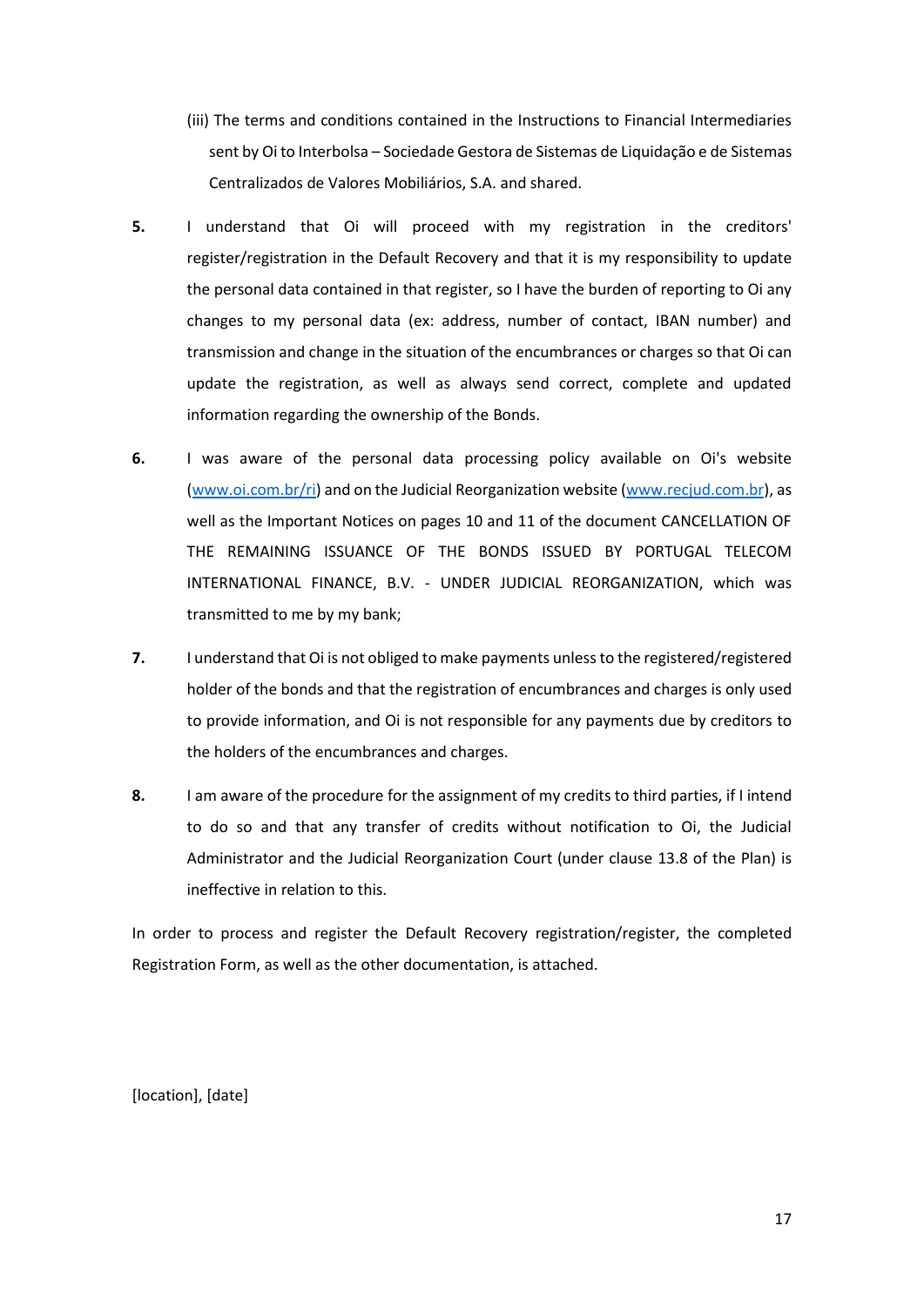(iii) The terms and conditions contained in the Instructions to Financial Intermediaries sent by Oi to Interbolsa – Sociedade Gestora de Sistemas de Liquidação e de Sistemas Centralizados de Valores Mobiliários, S.A. and shared.

**5.** I understand that Oi will proceed with my registration in the creditors' register/registration in the Default Recovery and that it is my responsibility to update the personal data contained in that register, so I have the burden of reporting to Oi any changes to my personal data (ex: address, number of contact, IBAN number) and transmission and change in the situation of the encumbrances or charges so that Oi can update the registration, as well as always send correct, complete and updated information regarding the ownership of the Bonds.

**6.** I was aware of the personal data processing policy available on Oi's website (www.oi.com.br/ri) and on the Judicial Reorganization website (www.recjud.com.br), as well as the Important Notices on pages 10 and 11 of the document CANCELLATION OF THE REMAINING ISSUANCE OF THE BONDS ISSUED BY PORTUGAL TELECOM INTERNATIONAL FINANCE, B.V. - UNDER JUDICIAL REORGANIZATION, which was transmitted to me by my bank;

**7.** I understand that Oi is not obliged to make payments unless to the registered/registered holder of the bonds and that the registration of encumbrances and charges is only used to provide information, and Oi is not responsible for any payments due by creditors to the holders of the encumbrances and charges.

**8.** I am aware of the procedure for the assignment of my credits to third parties, if I intend to do so and that any transfer of credits without notification to Oi, the Judicial Administrator and the Judicial Reorganization Court (under clause 13.8 of the Plan) is ineffective in relation to this.

In order to process and register the Default Recovery registration/register, the completed Registration Form, as well as the other documentation, is attached.

[location], [date]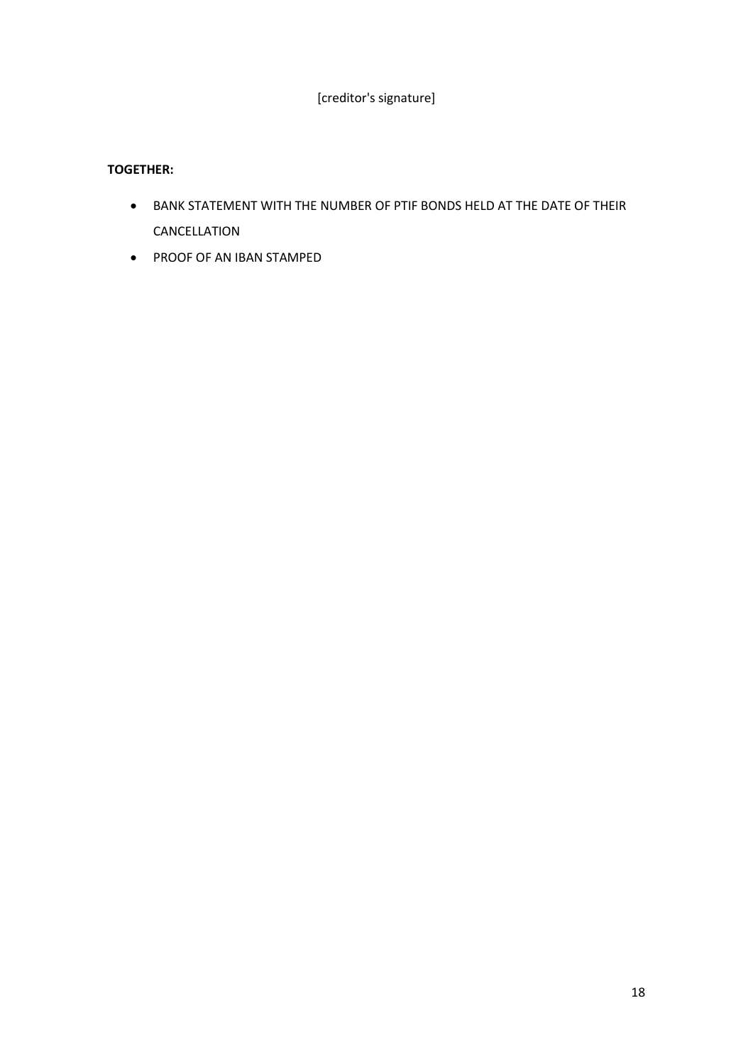[creditor's signature]

**TOGETHER:**

- BANK STATEMENT WITH THE NUMBER OF PTIF BONDS HELD AT THE DATE OF THEIR CANCELLATION
- PROOF OF AN IBAN STAMPED